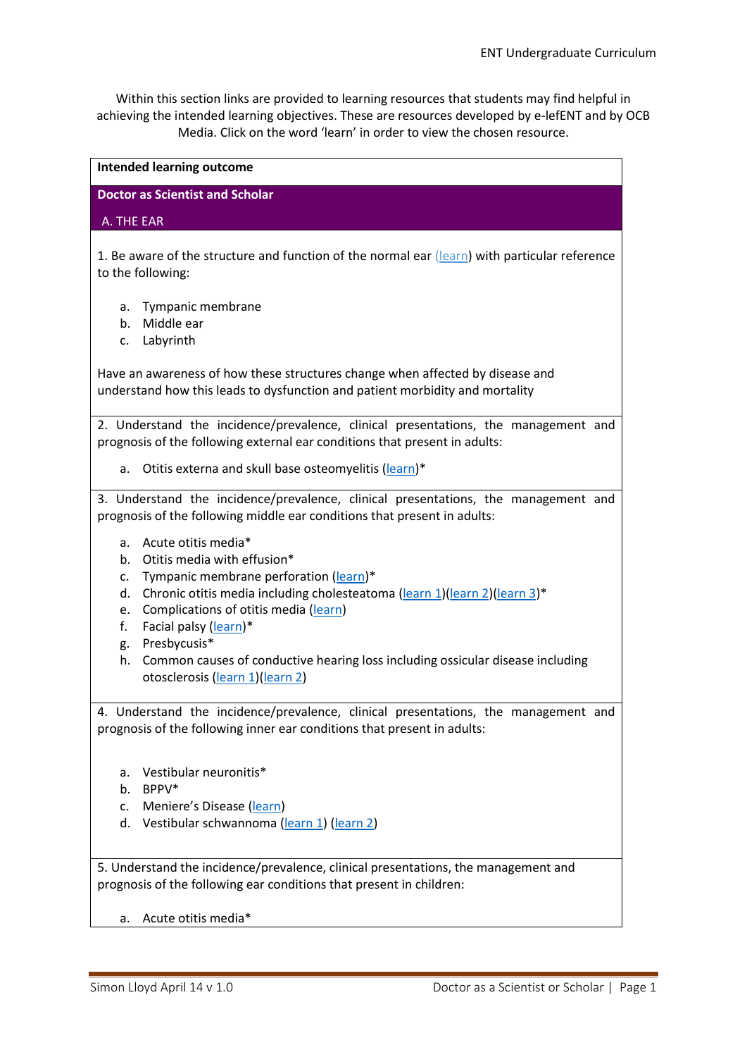Within this section links are provided to learning resources that students may find helpful in achieving the intended learning objectives. These are resources developed by e-lefENT and by OCB Media. Click on the word 'learn' in order to view the chosen resource.

**Intended learning outcome**

**Doctor as Scientist and Scholar**

A. THE EAR

1. Be aware of the structure and function of the normal ear (learn) with particular reference to the following:

   a. Tympanic membrane
   b. Middle ear
   c. Labyrinth

Have an awareness of how these structures change when affected by disease and understand how this leads to dysfunction and patient morbidity and mortality

2. Understand the incidence/prevalence, clinical presentations, the management and prognosis of the following external ear conditions that present in adults:

   a. Otitis externa and skull base osteomyelitis (learn)*

3. Understand the incidence/prevalence, clinical presentations, the management and prognosis of the following middle ear conditions that present in adults:

   a. Acute otitis media*
   b. Otitis media with effusion*
   c. Tympanic membrane perforation (learn)*
   d. Chronic otitis media including cholesteatoma (learn 1)(learn 2)(learn 3)*
   e. Complications of otitis media (learn)
   f. Facial palsy (learn)*
   g. Presbycusis*
   h. Common causes of conductive hearing loss including ossicular disease including otosclerosis (learn 1)(learn 2)

4. Understand the incidence/prevalence, clinical presentations, the management and prognosis of the following inner ear conditions that present in adults:

   a. Vestibular neuronitis*
   b. BPPV*
   c. Meniere's Disease (learn)
   d. Vestibular schwannoma (learn 1) (learn 2)

5. Understand the incidence/prevalence, clinical presentations, the management and prognosis of the following ear conditions that present in children:

   a. Acute otitis media*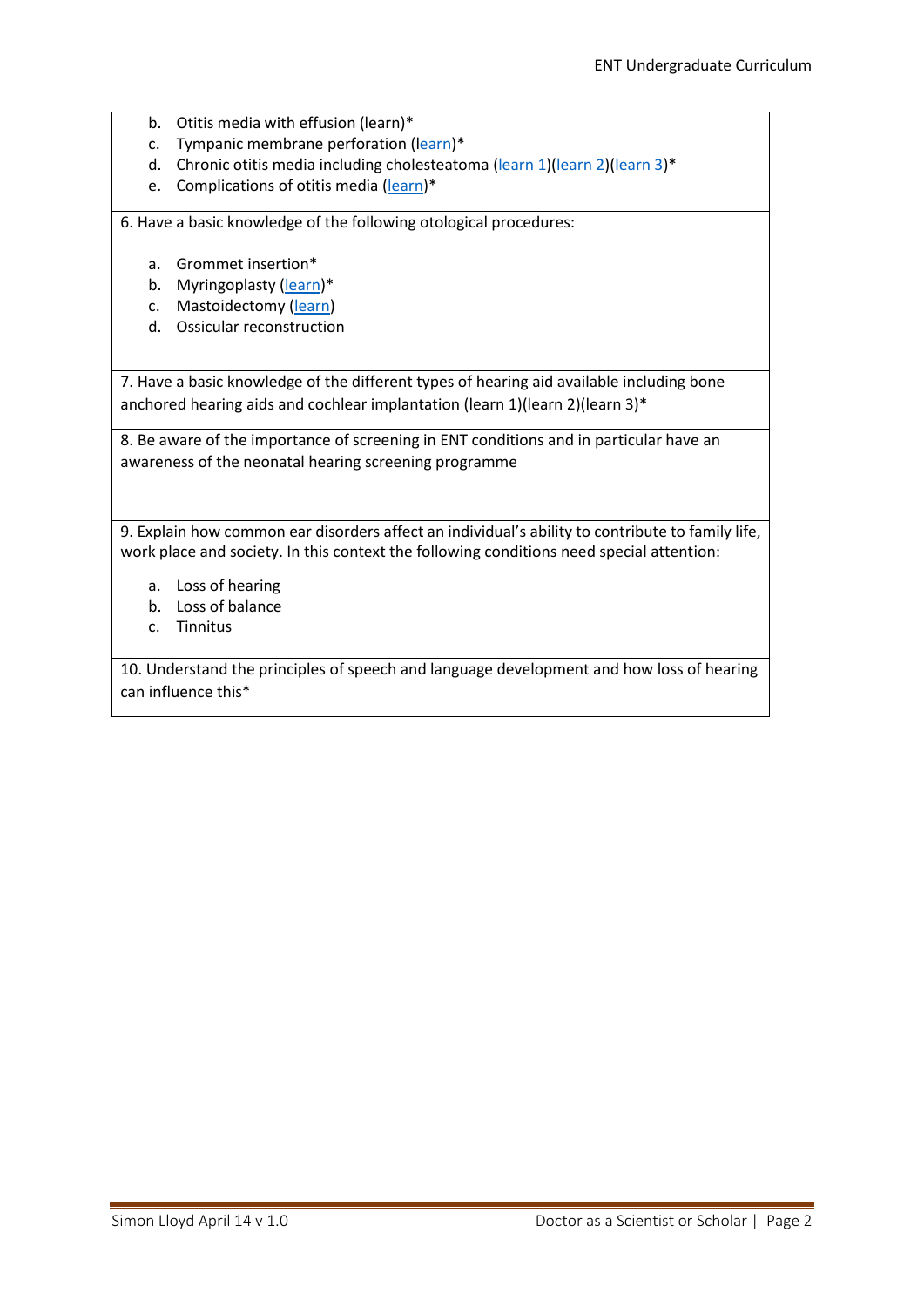b. Otitis media with effusion (learn)*
c. Tympanic membrane perforation (learn)*
d. Chronic otitis media including cholesteatoma (learn 1)(learn 2)(learn 3)*
e. Complications of otitis media (learn)*

6. Have a basic knowledge of the following otological procedures:

a. Grommet insertion*
b. Myringoplasty (learn)*
c. Mastoidectomy (learn)
d. Ossicular reconstruction

7. Have a basic knowledge of the different types of hearing aid available including bone anchored hearing aids and cochlear implantation (learn 1)(learn 2)(learn 3)*

8. Be aware of the importance of screening in ENT conditions and in particular have an awareness of the neonatal hearing screening programme

9. Explain how common ear disorders affect an individual's ability to contribute to family life, work place and society. In this context the following conditions need special attention:

a. Loss of hearing
b. Loss of balance
c. Tinnitus

10. Understand the principles of speech and language development and how loss of hearing can influence this*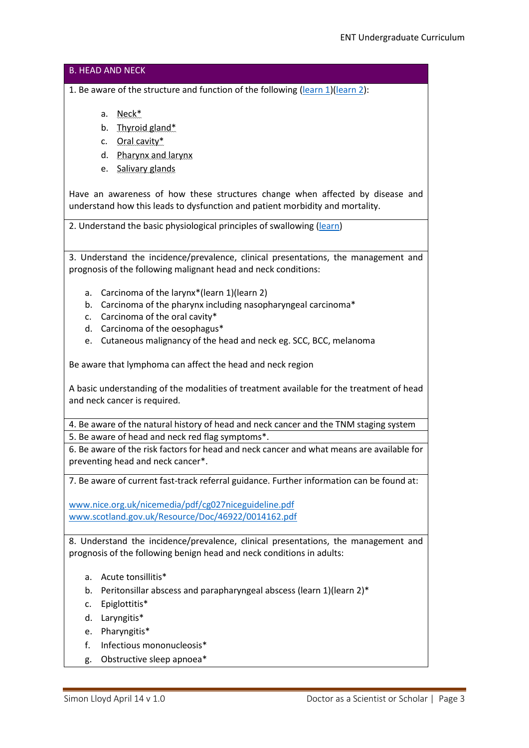## B. HEAD AND NECK

1. Be aware of the structure and function of the following (learn 1)(learn 2):

    a. Neck*
    b. Thyroid gland*
    c. Oral cavity*
    d. Pharynx and larynx
    e. Salivary glands

Have an awareness of how these structures change when affected by disease and understand how this leads to dysfunction and patient morbidity and mortality.

2. Understand the basic physiological principles of swallowing (learn)

3. Understand the incidence/prevalence, clinical presentations, the management and prognosis of the following malignant head and neck conditions:

    a. Carcinoma of the larynx*(learn 1)(learn 2)
    b. Carcinoma of the pharynx including nasopharyngeal carcinoma*
    c. Carcinoma of the oral cavity*
    d. Carcinoma of the oesophagus*
    e. Cutaneous malignancy of the head and neck eg. SCC, BCC, melanoma

Be aware that lymphoma can affect the head and neck region

A basic understanding of the modalities of treatment available for the treatment of head and neck cancer is required.

4. Be aware of the natural history of head and neck cancer and the TNM staging system

5. Be aware of head and neck red flag symptoms*.

6. Be aware of the risk factors for head and neck cancer and what means are available for preventing head and neck cancer*.

7. Be aware of current fast-track referral guidance. Further information can be found at:

www.nice.org.uk/nicemedia/pdf/cg027niceguideline.pdf
www.scotland.gov.uk/Resource/Doc/46922/0014162.pdf

8. Understand the incidence/prevalence, clinical presentations, the management and prognosis of the following benign head and neck conditions in adults:

    a. Acute tonsillitis*
    b. Peritonsillar abscess and parapharyngeal abscess (learn 1)(learn 2)*
    c. Epiglottitis*
    d. Laryngitis*
    e. Pharyngitis*
    f. Infectious mononucleosis*
    g. Obstructive sleep apnoea*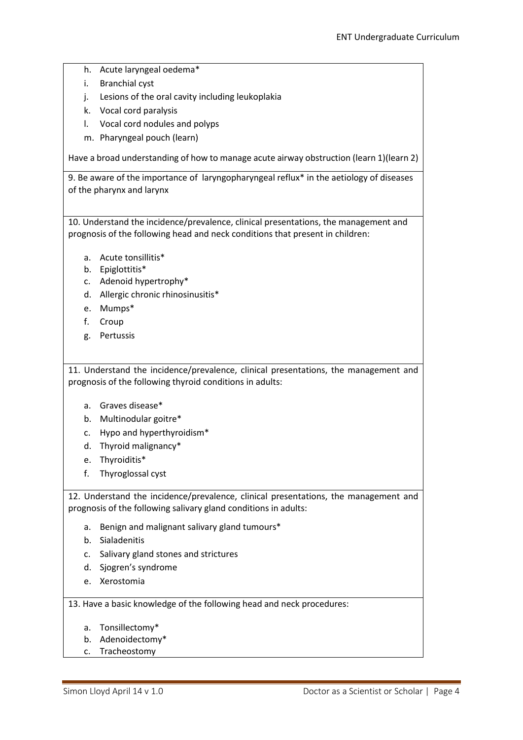h. Acute laryngeal oedema*
i. Branchial cyst
j. Lesions of the oral cavity including leukoplakia
k. Vocal cord paralysis
l. Vocal cord nodules and polyps
m. Pharyngeal pouch (learn)

Have a broad understanding of how to manage acute airway obstruction (learn 1)(learn 2)

9. Be aware of the importance of laryngopharyngeal reflux* in the aetiology of diseases of the pharynx and larynx

10. Understand the incidence/prevalence, clinical presentations, the management and prognosis of the following head and neck conditions that present in children:

a. Acute tonsillitis*
b. Epiglottitis*
c. Adenoid hypertrophy*
d. Allergic chronic rhinosinusitis*
e. Mumps*
f. Croup
g. Pertussis

11. Understand the incidence/prevalence, clinical presentations, the management and prognosis of the following thyroid conditions in adults:

a. Graves disease*
b. Multinodular goitre*
c. Hypo and hyperthyroidism*
d. Thyroid malignancy*
e. Thyroiditis*
f. Thyroglossal cyst

12. Understand the incidence/prevalence, clinical presentations, the management and prognosis of the following salivary gland conditions in adults:

a. Benign and malignant salivary gland tumours*
b. Sialadenitis
c. Salivary gland stones and strictures
d. Sjogren's syndrome
e. Xerostomia

13. Have a basic knowledge of the following head and neck procedures:

a. Tonsillectomy*
b. Adenoidectomy*
c. Tracheostomy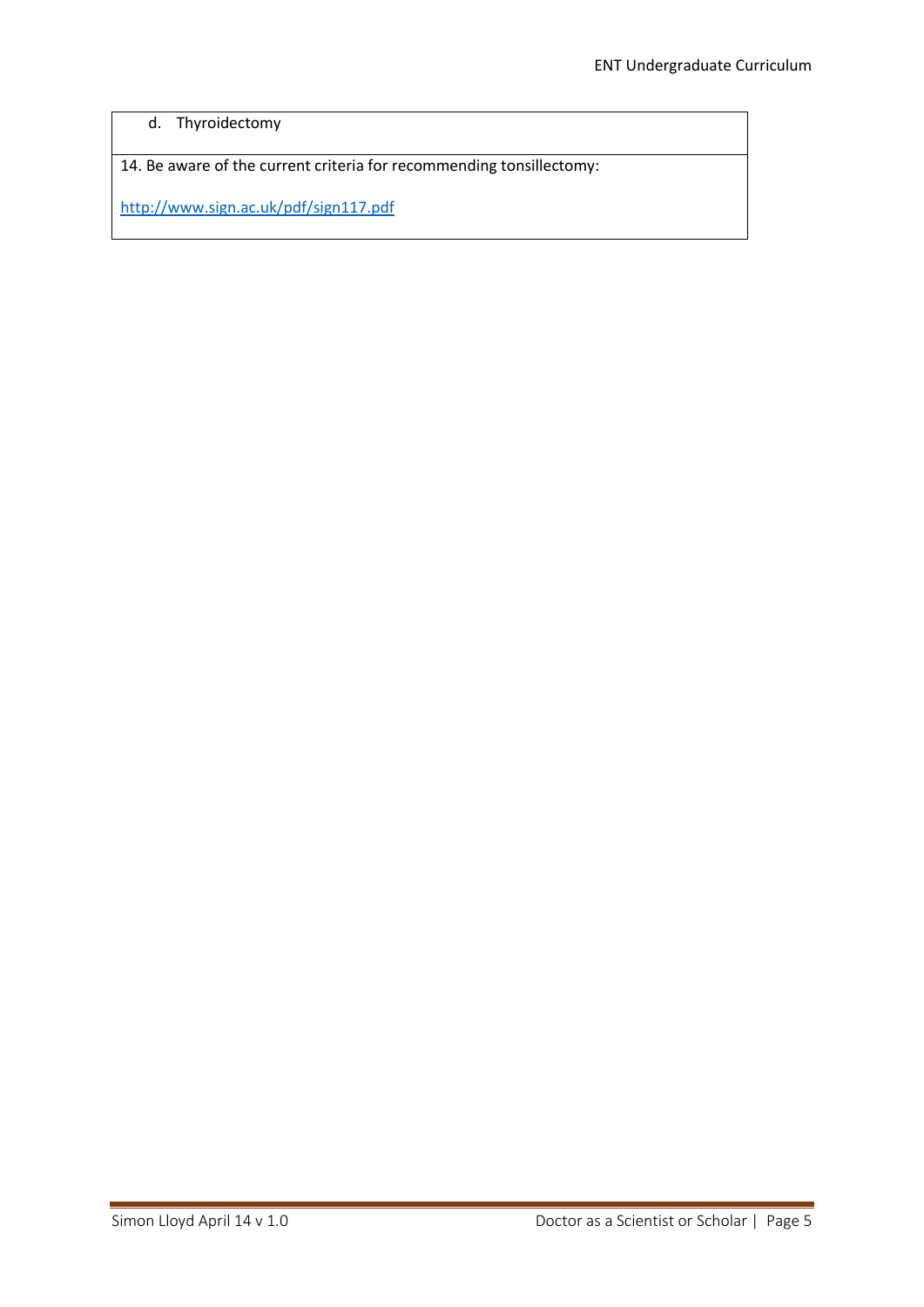d. Thyroidectomy

14. Be aware of the current criteria for recommending tonsillectomy:

http://www.sign.ac.uk/pdf/sign117.pdf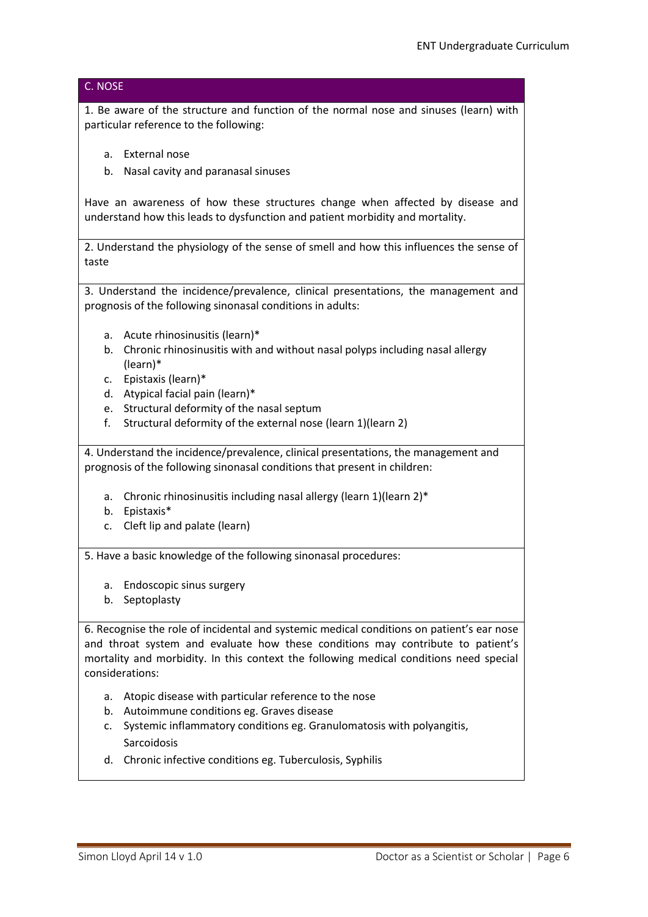## C. NOSE

1. Be aware of the structure and function of the normal nose and sinuses (learn) with particular reference to the following:

   a. External nose
   b. Nasal cavity and paranasal sinuses

   Have an awareness of how these structures change when affected by disease and understand how this leads to dysfunction and patient morbidity and mortality.

2. Understand the physiology of the sense of smell and how this influences the sense of taste

3. Understand the incidence/prevalence, clinical presentations, the management and prognosis of the following sinonasal conditions in adults:

   a. Acute rhinosinusitis (learn)*
   b. Chronic rhinosinusitis with and without nasal polyps including nasal allergy (learn)*
   c. Epistaxis (learn)*
   d. Atypical facial pain (learn)*
   e. Structural deformity of the nasal septum
   f. Structural deformity of the external nose (learn 1)(learn 2)

4. Understand the incidence/prevalence, clinical presentations, the management and prognosis of the following sinonasal conditions that present in children:

   a. Chronic rhinosinusitis including nasal allergy (learn 1)(learn 2)*
   b. Epistaxis*
   c. Cleft lip and palate (learn)

5. Have a basic knowledge of the following sinonasal procedures:

   a. Endoscopic sinus surgery
   b. Septoplasty

6. Recognise the role of incidental and systemic medical conditions on patient's ear nose and throat system and evaluate how these conditions may contribute to patient's mortality and morbidity. In this context the following medical conditions need special considerations:

   a. Atopic disease with particular reference to the nose
   b. Autoimmune conditions eg. Graves disease
   c. Systemic inflammatory conditions eg. Granulomatosis with polyangitis, Sarcoidosis
   d. Chronic infective conditions eg. Tuberculosis, Syphilis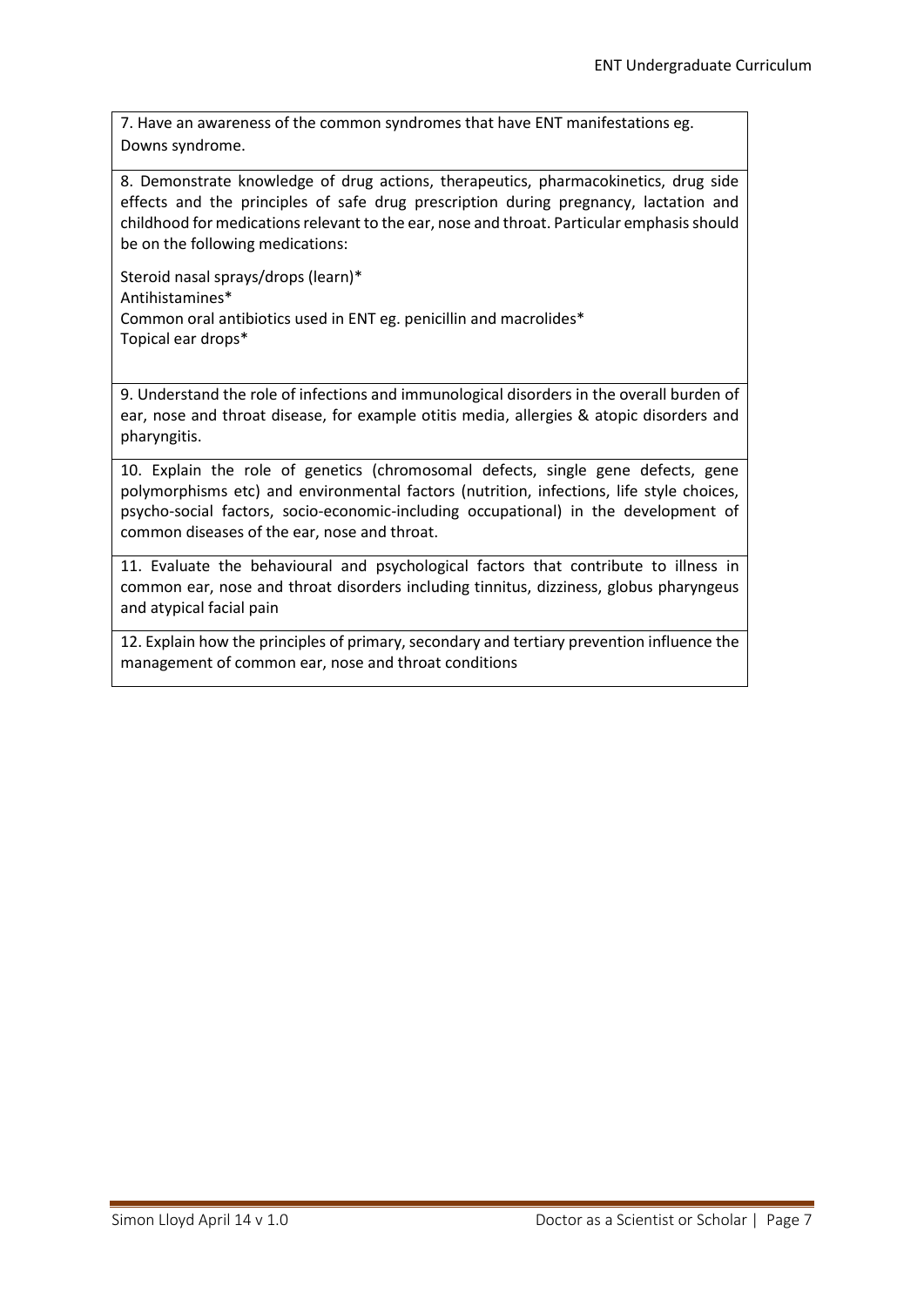| |
|---|
| 7. Have an awareness of the common syndromes that have ENT manifestations eg. Downs syndrome. |
| 8. Demonstrate knowledge of drug actions, therapeutics, pharmacokinetics, drug side effects and the principles of safe drug prescription during pregnancy, lactation and childhood for medications relevant to the ear, nose and throat. Particular emphasis should be on the following medications:<br><br>Steroid nasal sprays/drops (learn)*<br>Antihistamines*<br>Common oral antibiotics used in ENT eg. penicillin and macrolides*<br>Topical ear drops* |
| 9. Understand the role of infections and immunological disorders in the overall burden of ear, nose and throat disease, for example otitis media, allergies & atopic disorders and pharyngitis. |
| 10. Explain the role of genetics (chromosomal defects, single gene defects, gene polymorphisms etc) and environmental factors (nutrition, infections, life style choices, psycho-social factors, socio-economic-including occupational) in the development of common diseases of the ear, nose and throat. |
| 11. Evaluate the behavioural and psychological factors that contribute to illness in common ear, nose and throat disorders including tinnitus, dizziness, globus pharyngeus and atypical facial pain |
| 12. Explain how the principles of primary, secondary and tertiary prevention influence the management of common ear, nose and throat conditions |